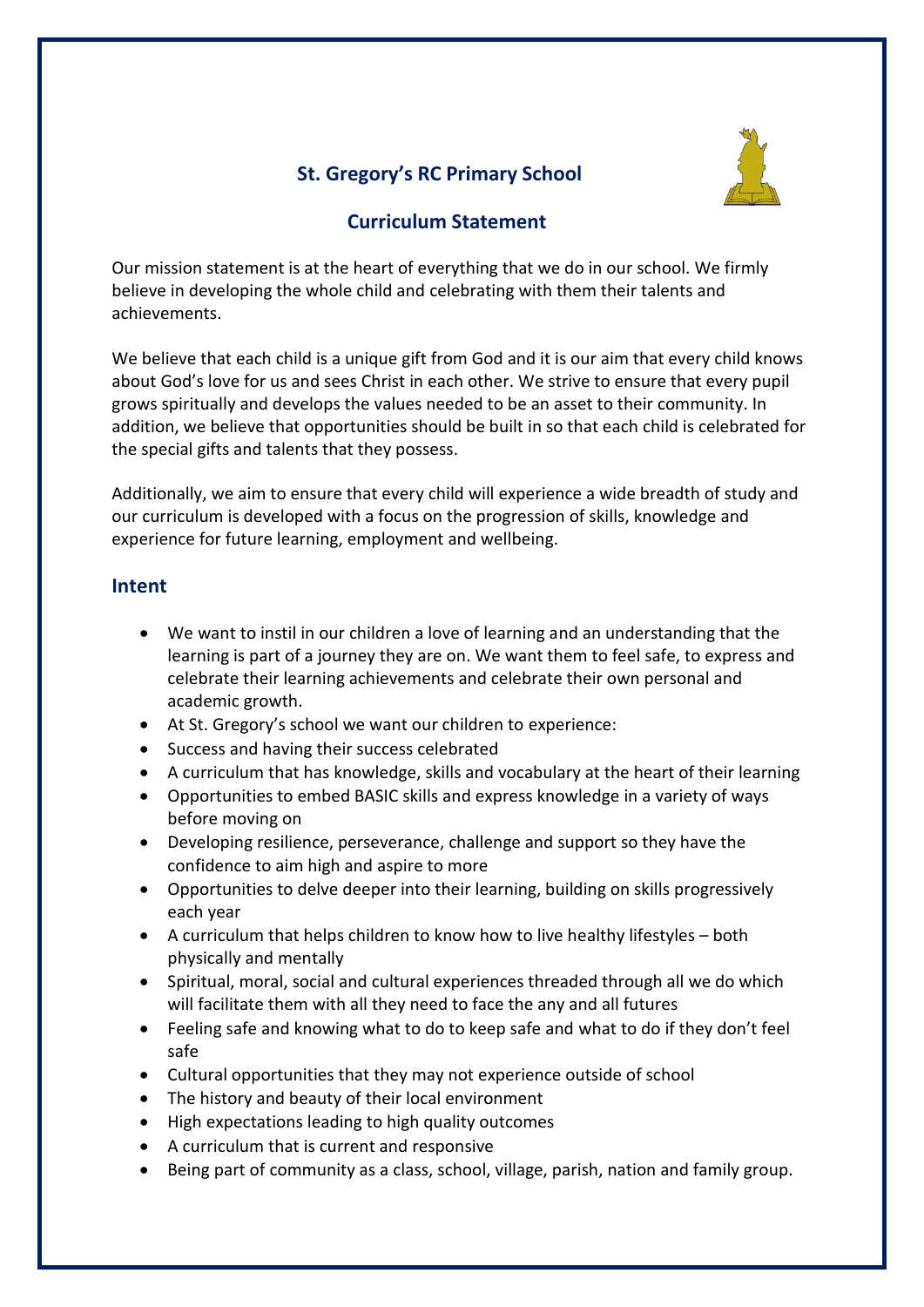# St. Gregory's RC Primary School

## Curriculum Statement

Our mission statement is at the heart of everything that we do in our school. We firmly believe in developing the whole child and celebrating with them their talents and achievements.

We believe that each child is a unique gift from God and it is our aim that every child knows about God's love for us and sees Christ in each other. We strive to ensure that every pupil grows spiritually and develops the values needed to be an asset to their community. In addition, we believe that opportunities should be built in so that each child is celebrated for the special gifts and talents that they possess.

Additionally, we aim to ensure that every child will experience a wide breadth of study and our curriculum is developed with a focus on the progression of skills, knowledge and experience for future learning, employment and wellbeing.

## Intent

- We want to instil in our children a love of learning and an understanding that the learning is part of a journey they are on. We want them to feel safe, to express and celebrate their learning achievements and celebrate their own personal and academic growth.
- At St. Gregory's school we want our children to experience:
- Success and having their success celebrated
- A curriculum that has knowledge, skills and vocabulary at the heart of their learning
- Opportunities to embed BASIC skills and express knowledge in a variety of ways before moving on
- Developing resilience, perseverance, challenge and support so they have the confidence to aim high and aspire to more
- Opportunities to delve deeper into their learning, building on skills progressively each year
- A curriculum that helps children to know how to live healthy lifestyles – both physically and mentally
- Spiritual, moral, social and cultural experiences threaded through all we do which will facilitate them with all they need to face the any and all futures
- Feeling safe and knowing what to do to keep safe and what to do if they don't feel safe
- Cultural opportunities that they may not experience outside of school
- The history and beauty of their local environment
- High expectations leading to high quality outcomes
- A curriculum that is current and responsive
- Being part of community as a class, school, village, parish, nation and family group.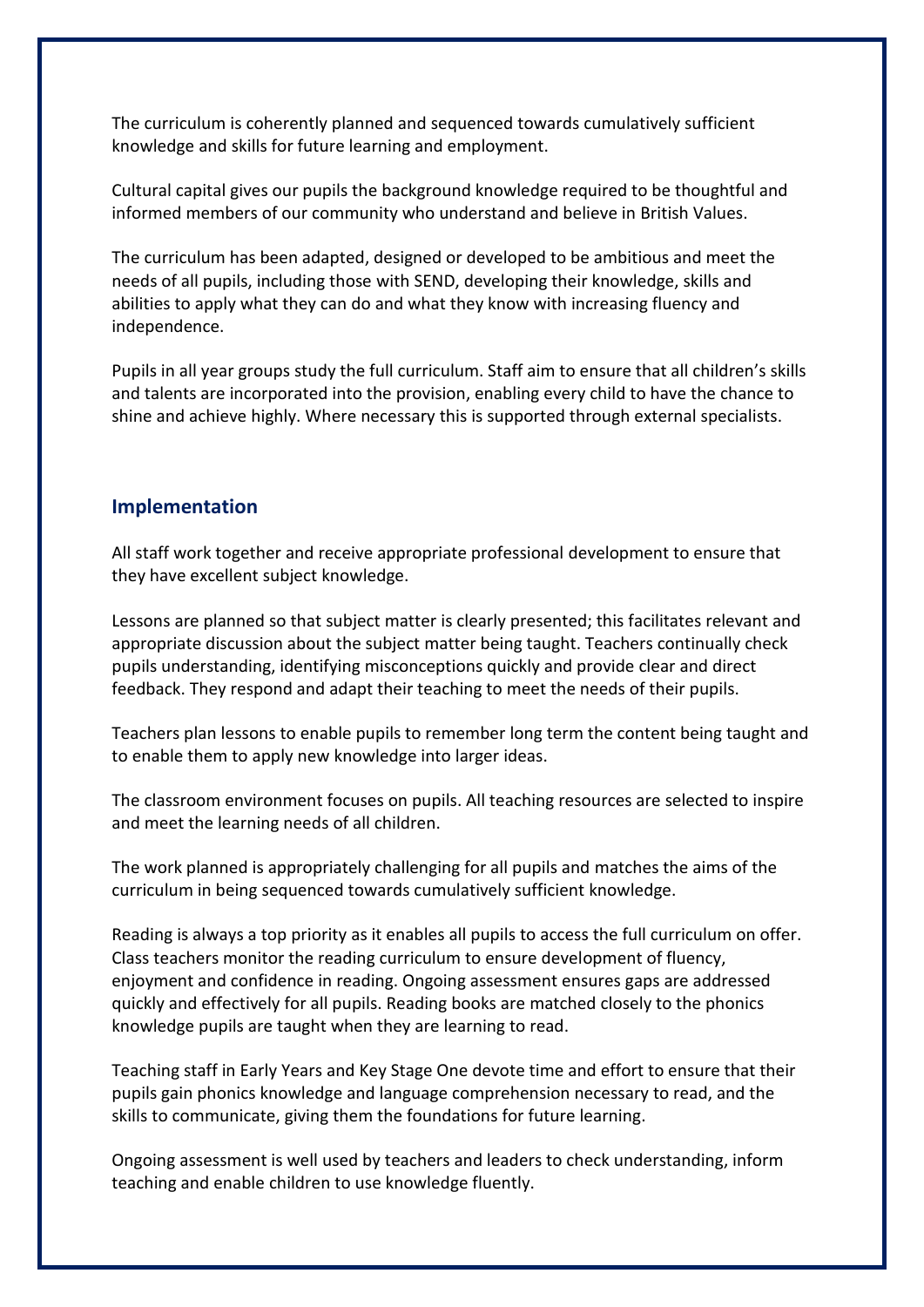The curriculum is coherently planned and sequenced towards cumulatively sufficient knowledge and skills for future learning and employment.

Cultural capital gives our pupils the background knowledge required to be thoughtful and informed members of our community who understand and believe in British Values.

The curriculum has been adapted, designed or developed to be ambitious and meet the needs of all pupils, including those with SEND, developing their knowledge, skills and abilities to apply what they can do and what they know with increasing fluency and independence.

Pupils in all year groups study the full curriculum. Staff aim to ensure that all children's skills and talents are incorporated into the provision, enabling every child to have the chance to shine and achieve highly. Where necessary this is supported through external specialists.

## Implementation

All staff work together and receive appropriate professional development to ensure that they have excellent subject knowledge.

Lessons are planned so that subject matter is clearly presented; this facilitates relevant and appropriate discussion about the subject matter being taught. Teachers continually check pupils understanding, identifying misconceptions quickly and provide clear and direct feedback. They respond and adapt their teaching to meet the needs of their pupils.

Teachers plan lessons to enable pupils to remember long term the content being taught and to enable them to apply new knowledge into larger ideas.

The classroom environment focuses on pupils. All teaching resources are selected to inspire and meet the learning needs of all children.

The work planned is appropriately challenging for all pupils and matches the aims of the curriculum in being sequenced towards cumulatively sufficient knowledge.

Reading is always a top priority as it enables all pupils to access the full curriculum on offer. Class teachers monitor the reading curriculum to ensure development of fluency, enjoyment and confidence in reading. Ongoing assessment ensures gaps are addressed quickly and effectively for all pupils. Reading books are matched closely to the phonics knowledge pupils are taught when they are learning to read.

Teaching staff in Early Years and Key Stage One devote time and effort to ensure that their pupils gain phonics knowledge and language comprehension necessary to read, and the skills to communicate, giving them the foundations for future learning.

Ongoing assessment is well used by teachers and leaders to check understanding, inform teaching and enable children to use knowledge fluently.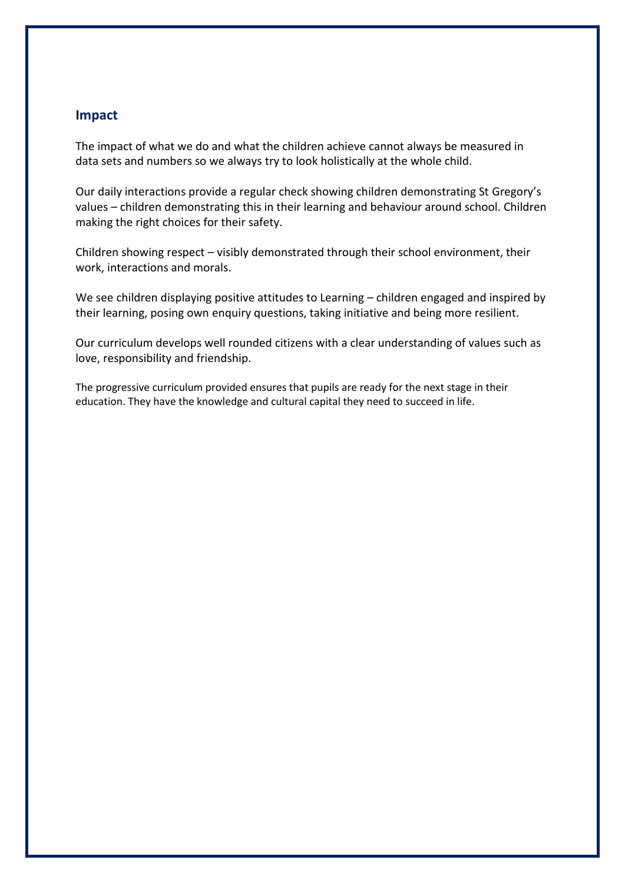## Impact

The impact of what we do and what the children achieve cannot always be measured in data sets and numbers so we always try to look holistically at the whole child.

Our daily interactions provide a regular check showing children demonstrating St Gregory's values – children demonstrating this in their learning and behaviour around school. Children making the right choices for their safety.

Children showing respect – visibly demonstrated through their school environment, their work, interactions and morals.

We see children displaying positive attitudes to Learning – children engaged and inspired by their learning, posing own enquiry questions, taking initiative and being more resilient.

Our curriculum develops well rounded citizens with a clear understanding of values such as love, responsibility and friendship.

The progressive curriculum provided ensures that pupils are ready for the next stage in their education. They have the knowledge and cultural capital they need to succeed in life.